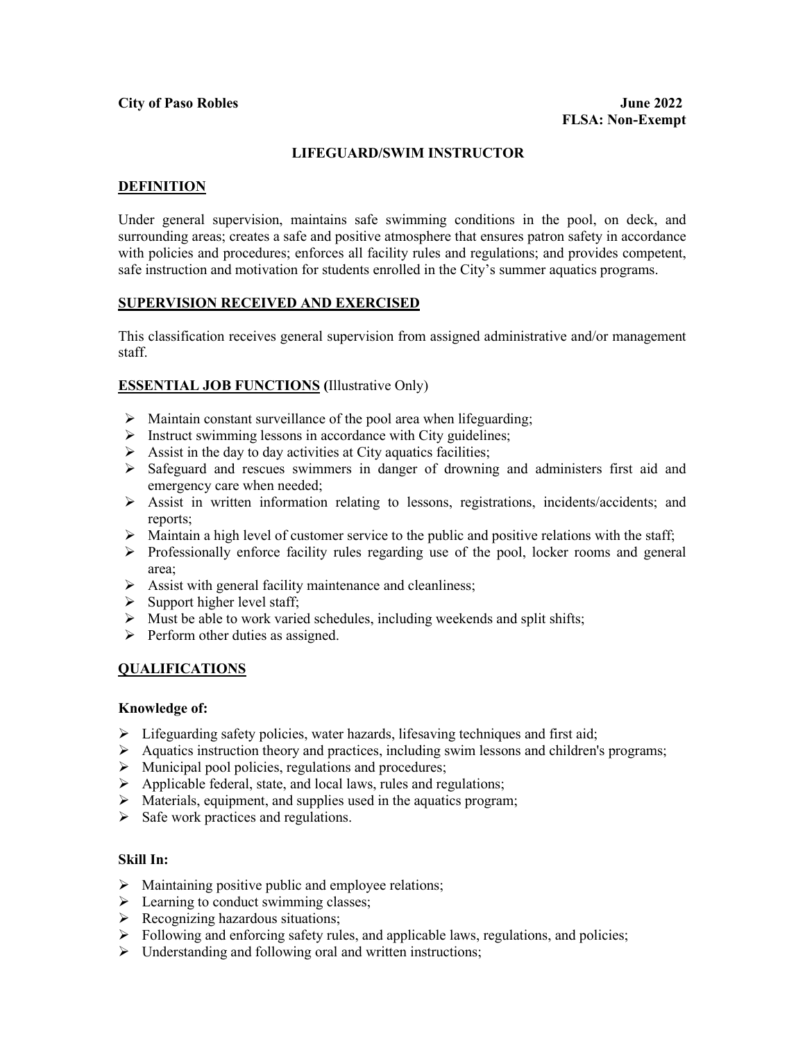**City of Paso Robles** **June 2022**
**FLSA: Non-Exempt**

# LIFEGUARD/SWIM INSTRUCTOR

## DEFINITION

Under general supervision, maintains safe swimming conditions in the pool, on deck, and surrounding areas; creates a safe and positive atmosphere that ensures patron safety in accordance with policies and procedures; enforces all facility rules and regulations; and provides competent, safe instruction and motivation for students enrolled in the City's summer aquatics programs.

## SUPERVISION RECEIVED AND EXERCISED

This classification receives general supervision from assigned administrative and/or management staff.

## ESSENTIAL JOB FUNCTIONS (Illustrative Only)

- Maintain constant surveillance of the pool area when lifeguarding;
- Instruct swimming lessons in accordance with City guidelines;
- Assist in the day to day activities at City aquatics facilities;
- Safeguard and rescues swimmers in danger of drowning and administers first aid and emergency care when needed;
- Assist in written information relating to lessons, registrations, incidents/accidents; and reports;
- Maintain a high level of customer service to the public and positive relations with the staff;
- Professionally enforce facility rules regarding use of the pool, locker rooms and general area;
- Assist with general facility maintenance and cleanliness;
- Support higher level staff;
- Must be able to work varied schedules, including weekends and split shifts;
- Perform other duties as assigned.

## QUALIFICATIONS

### Knowledge of:

- Lifeguarding safety policies, water hazards, lifesaving techniques and first aid;
- Aquatics instruction theory and practices, including swim lessons and children's programs;
- Municipal pool policies, regulations and procedures;
- Applicable federal, state, and local laws, rules and regulations;
- Materials, equipment, and supplies used in the aquatics program;
- Safe work practices and regulations.

### Skill In:

- Maintaining positive public and employee relations;
- Learning to conduct swimming classes;
- Recognizing hazardous situations;
- Following and enforcing safety rules, and applicable laws, regulations, and policies;
- Understanding and following oral and written instructions;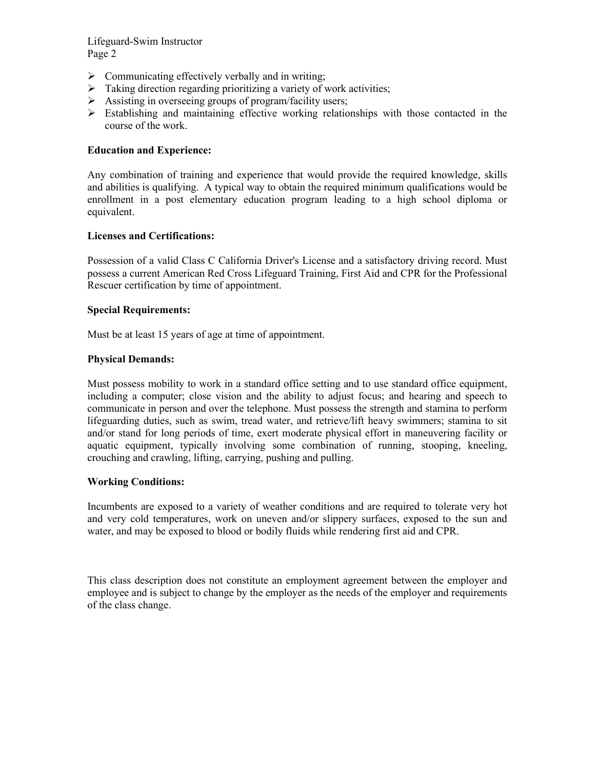- Communicating effectively verbally and in writing;
- Taking direction regarding prioritizing a variety of work activities;
- Assisting in overseeing groups of program/facility users;
- Establishing and maintaining effective working relationships with those contacted in the course of the work.

**Education and Experience:**

Any combination of training and experience that would provide the required knowledge, skills and abilities is qualifying. A typical way to obtain the required minimum qualifications would be enrollment in a post elementary education program leading to a high school diploma or equivalent.

**Licenses and Certifications:**

Possession of a valid Class C California Driver's License and a satisfactory driving record. Must possess a current American Red Cross Lifeguard Training, First Aid and CPR for the Professional Rescuer certification by time of appointment.

**Special Requirements:**

Must be at least 15 years of age at time of appointment.

**Physical Demands:**

Must possess mobility to work in a standard office setting and to use standard office equipment, including a computer; close vision and the ability to adjust focus; and hearing and speech to communicate in person and over the telephone. Must possess the strength and stamina to perform lifeguarding duties, such as swim, tread water, and retrieve/lift heavy swimmers; stamina to sit and/or stand for long periods of time, exert moderate physical effort in maneuvering facility or aquatic equipment, typically involving some combination of running, stooping, kneeling, crouching and crawling, lifting, carrying, pushing and pulling.

**Working Conditions:**

Incumbents are exposed to a variety of weather conditions and are required to tolerate very hot and very cold temperatures, work on uneven and/or slippery surfaces, exposed to the sun and water, and may be exposed to blood or bodily fluids while rendering first aid and CPR.

This class description does not constitute an employment agreement between the employer and employee and is subject to change by the employer as the needs of the employer and requirements of the class change.